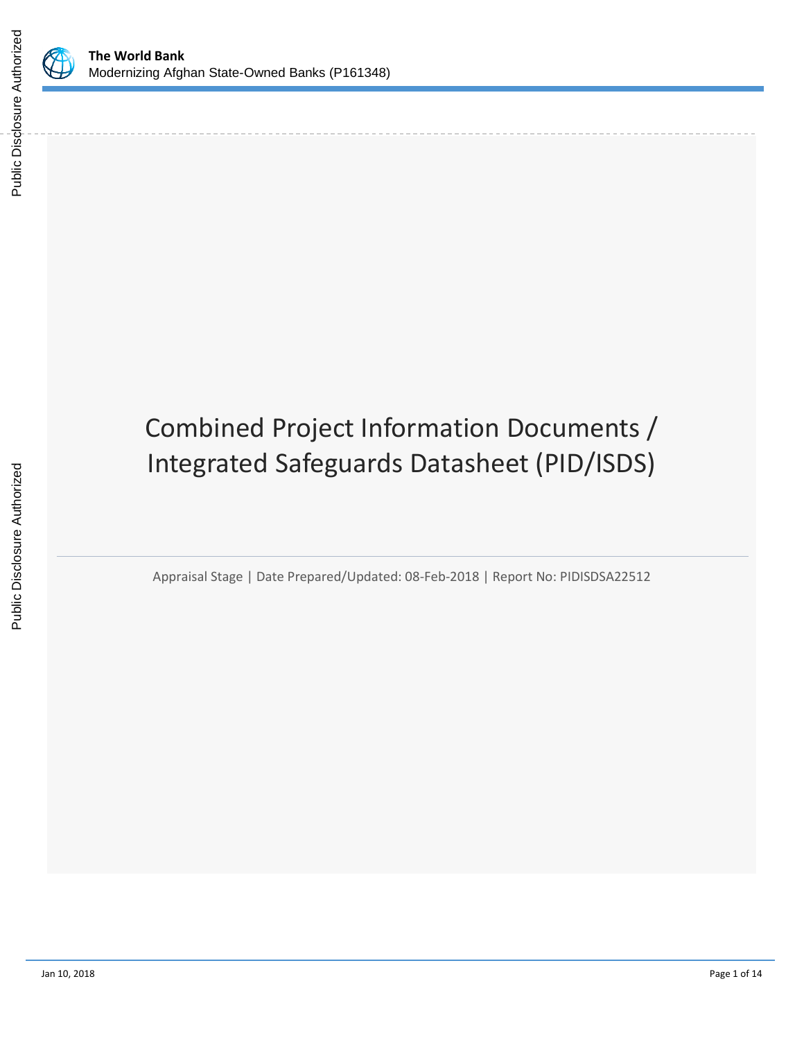# Combined Project Information Documents / Integrated Safeguards Datasheet (PID/ISDS)

Appraisal Stage | Date Prepared/Updated: 08-Feb-2018 | Report No: PIDISDSA22512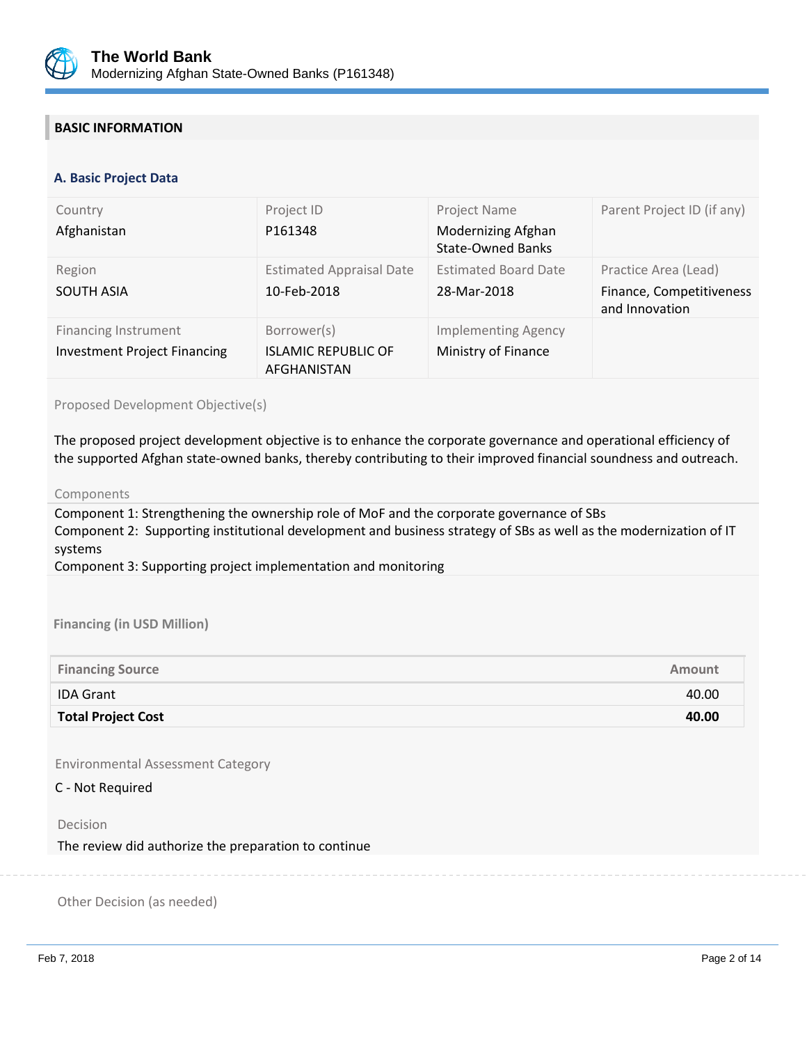## BASIC INFORMATION

### A. Basic Project Data

| Country | Project ID | Project Name | Parent Project ID (if any) |
|---|---|---|---|
| Afghanistan | P161348 | Modernizing Afghan State-Owned Banks | |
| **Region** | **Estimated Appraisal Date** | **Estimated Board Date** | **Practice Area (Lead)** |
| SOUTH ASIA | 10-Feb-2018 | 28-Mar-2018 | Finance, Competitiveness and Innovation |
| **Financing Instrument** | **Borrower(s)** | **Implementing Agency** | |
| Investment Project Financing | ISLAMIC REPUBLIC OF AFGHANISTAN | Ministry of Finance | |

Proposed Development Objective(s)

The proposed project development objective is to enhance the corporate governance and operational efficiency of the supported Afghan state-owned banks, thereby contributing to their improved financial soundness and outreach.

Components

Component 1: Strengthening the ownership role of MoF and the corporate governance of SBs
Component 2: Supporting institutional development and business strategy of SBs as well as the modernization of IT systems
Component 3: Supporting project implementation and monitoring

**Financing (in USD Million)**

| Financing Source | Amount |
|---|---|
| IDA Grant | 40.00 |
| **Total Project Cost** | **40.00** |

Environmental Assessment Category

C - Not Required

Decision

The review did authorize the preparation to continue

Other Decision (as needed)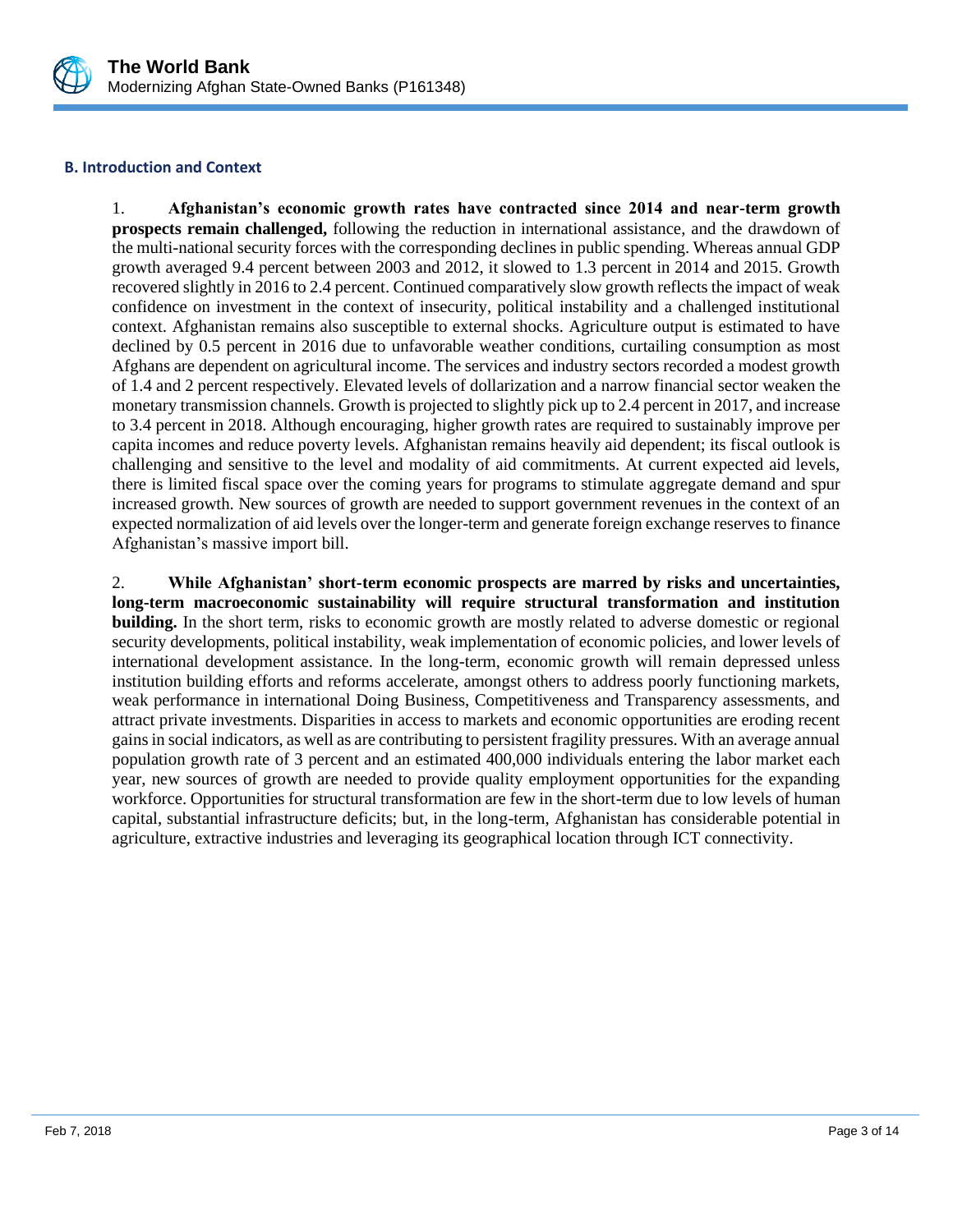## B. Introduction and Context

1. **Afghanistan's economic growth rates have contracted since 2014 and near-term growth prospects remain challenged,** following the reduction in international assistance, and the drawdown of the multi-national security forces with the corresponding declines in public spending. Whereas annual GDP growth averaged 9.4 percent between 2003 and 2012, it slowed to 1.3 percent in 2014 and 2015. Growth recovered slightly in 2016 to 2.4 percent. Continued comparatively slow growth reflects the impact of weak confidence on investment in the context of insecurity, political instability and a challenged institutional context. Afghanistan remains also susceptible to external shocks. Agriculture output is estimated to have declined by 0.5 percent in 2016 due to unfavorable weather conditions, curtailing consumption as most Afghans are dependent on agricultural income. The services and industry sectors recorded a modest growth of 1.4 and 2 percent respectively. Elevated levels of dollarization and a narrow financial sector weaken the monetary transmission channels. Growth is projected to slightly pick up to 2.4 percent in 2017, and increase to 3.4 percent in 2018. Although encouraging, higher growth rates are required to sustainably improve per capita incomes and reduce poverty levels. Afghanistan remains heavily aid dependent; its fiscal outlook is challenging and sensitive to the level and modality of aid commitments. At current expected aid levels, there is limited fiscal space over the coming years for programs to stimulate aggregate demand and spur increased growth. New sources of growth are needed to support government revenues in the context of an expected normalization of aid levels over the longer-term and generate foreign exchange reserves to finance Afghanistan's massive import bill.

2. **While Afghanistan' short-term economic prospects are marred by risks and uncertainties, long-term macroeconomic sustainability will require structural transformation and institution building.** In the short term, risks to economic growth are mostly related to adverse domestic or regional security developments, political instability, weak implementation of economic policies, and lower levels of international development assistance. In the long-term, economic growth will remain depressed unless institution building efforts and reforms accelerate, amongst others to address poorly functioning markets, weak performance in international Doing Business, Competitiveness and Transparency assessments, and attract private investments. Disparities in access to markets and economic opportunities are eroding recent gains in social indicators, as well as are contributing to persistent fragility pressures. With an average annual population growth rate of 3 percent and an estimated 400,000 individuals entering the labor market each year, new sources of growth are needed to provide quality employment opportunities for the expanding workforce. Opportunities for structural transformation are few in the short-term due to low levels of human capital, substantial infrastructure deficits; but, in the long-term, Afghanistan has considerable potential in agriculture, extractive industries and leveraging its geographical location through ICT connectivity.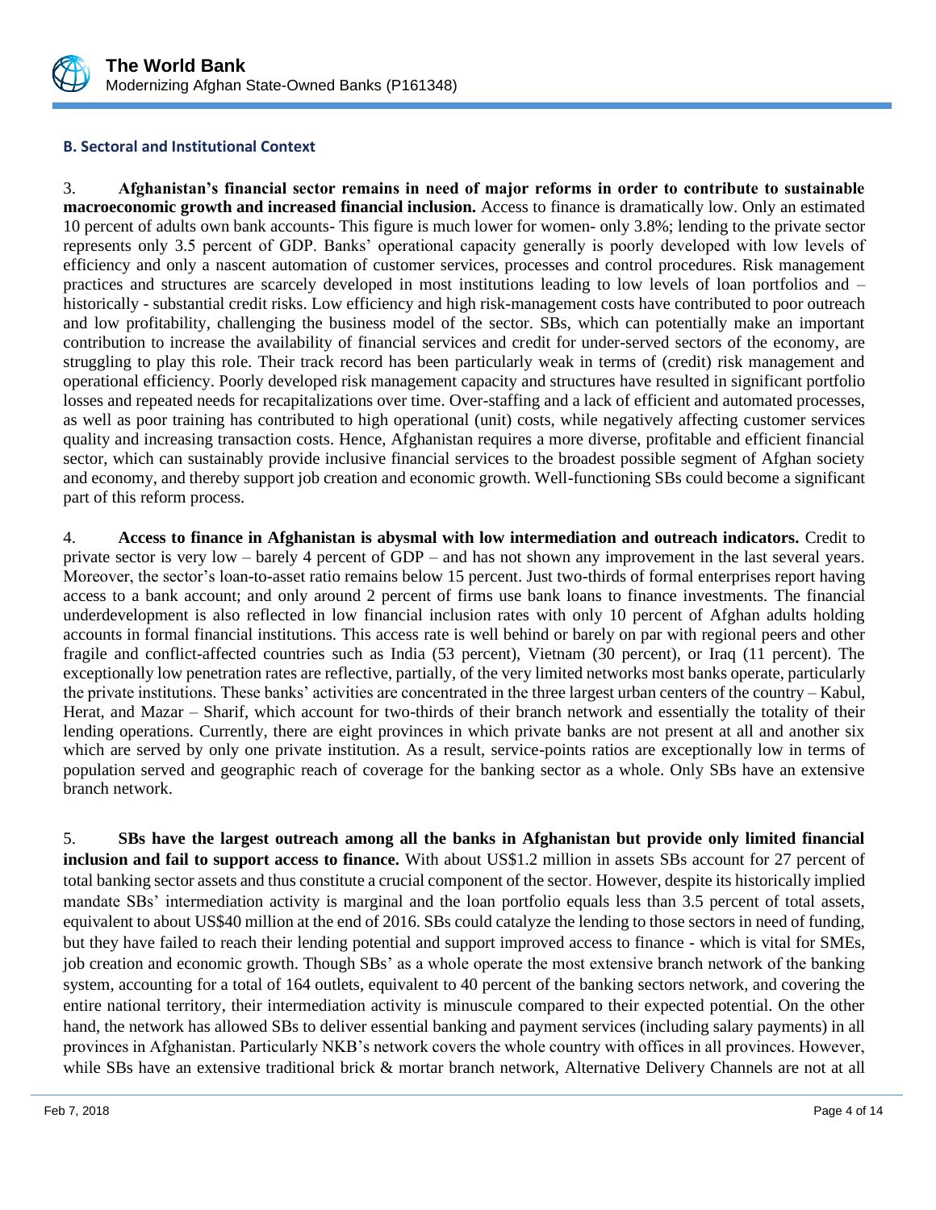### B. Sectoral and Institutional Context

3. **Afghanistan's financial sector remains in need of major reforms in order to contribute to sustainable macroeconomic growth and increased financial inclusion.** Access to finance is dramatically low. Only an estimated 10 percent of adults own bank accounts- This figure is much lower for women- only 3.8%; lending to the private sector represents only 3.5 percent of GDP. Banks' operational capacity generally is poorly developed with low levels of efficiency and only a nascent automation of customer services, processes and control procedures. Risk management practices and structures are scarcely developed in most institutions leading to low levels of loan portfolios and – historically - substantial credit risks. Low efficiency and high risk-management costs have contributed to poor outreach and low profitability, challenging the business model of the sector. SBs, which can potentially make an important contribution to increase the availability of financial services and credit for under-served sectors of the economy, are struggling to play this role. Their track record has been particularly weak in terms of (credit) risk management and operational efficiency. Poorly developed risk management capacity and structures have resulted in significant portfolio losses and repeated needs for recapitalizations over time. Over-staffing and a lack of efficient and automated processes, as well as poor training has contributed to high operational (unit) costs, while negatively affecting customer services quality and increasing transaction costs. Hence, Afghanistan requires a more diverse, profitable and efficient financial sector, which can sustainably provide inclusive financial services to the broadest possible segment of Afghan society and economy, and thereby support job creation and economic growth. Well-functioning SBs could become a significant part of this reform process.

4. **Access to finance in Afghanistan is abysmal with low intermediation and outreach indicators.** Credit to private sector is very low – barely 4 percent of GDP – and has not shown any improvement in the last several years. Moreover, the sector's loan-to-asset ratio remains below 15 percent. Just two-thirds of formal enterprises report having access to a bank account; and only around 2 percent of firms use bank loans to finance investments. The financial underdevelopment is also reflected in low financial inclusion rates with only 10 percent of Afghan adults holding accounts in formal financial institutions. This access rate is well behind or barely on par with regional peers and other fragile and conflict-affected countries such as India (53 percent), Vietnam (30 percent), or Iraq (11 percent). The exceptionally low penetration rates are reflective, partially, of the very limited networks most banks operate, particularly the private institutions. These banks' activities are concentrated in the three largest urban centers of the country – Kabul, Herat, and Mazar – Sharif, which account for two-thirds of their branch network and essentially the totality of their lending operations. Currently, there are eight provinces in which private banks are not present at all and another six which are served by only one private institution. As a result, service-points ratios are exceptionally low in terms of population served and geographic reach of coverage for the banking sector as a whole. Only SBs have an extensive branch network.

5. **SBs have the largest outreach among all the banks in Afghanistan but provide only limited financial inclusion and fail to support access to finance.** With about US$1.2 million in assets SBs account for 27 percent of total banking sector assets and thus constitute a crucial component of the sector. However, despite its historically implied mandate SBs' intermediation activity is marginal and the loan portfolio equals less than 3.5 percent of total assets, equivalent to about US$40 million at the end of 2016. SBs could catalyze the lending to those sectors in need of funding, but they have failed to reach their lending potential and support improved access to finance - which is vital for SMEs, job creation and economic growth. Though SBs' as a whole operate the most extensive branch network of the banking system, accounting for a total of 164 outlets, equivalent to 40 percent of the banking sectors network, and covering the entire national territory, their intermediation activity is minuscule compared to their expected potential. On the other hand, the network has allowed SBs to deliver essential banking and payment services (including salary payments) in all provinces in Afghanistan. Particularly NKB's network covers the whole country with offices in all provinces. However, while SBs have an extensive traditional brick & mortar branch network, Alternative Delivery Channels are not at all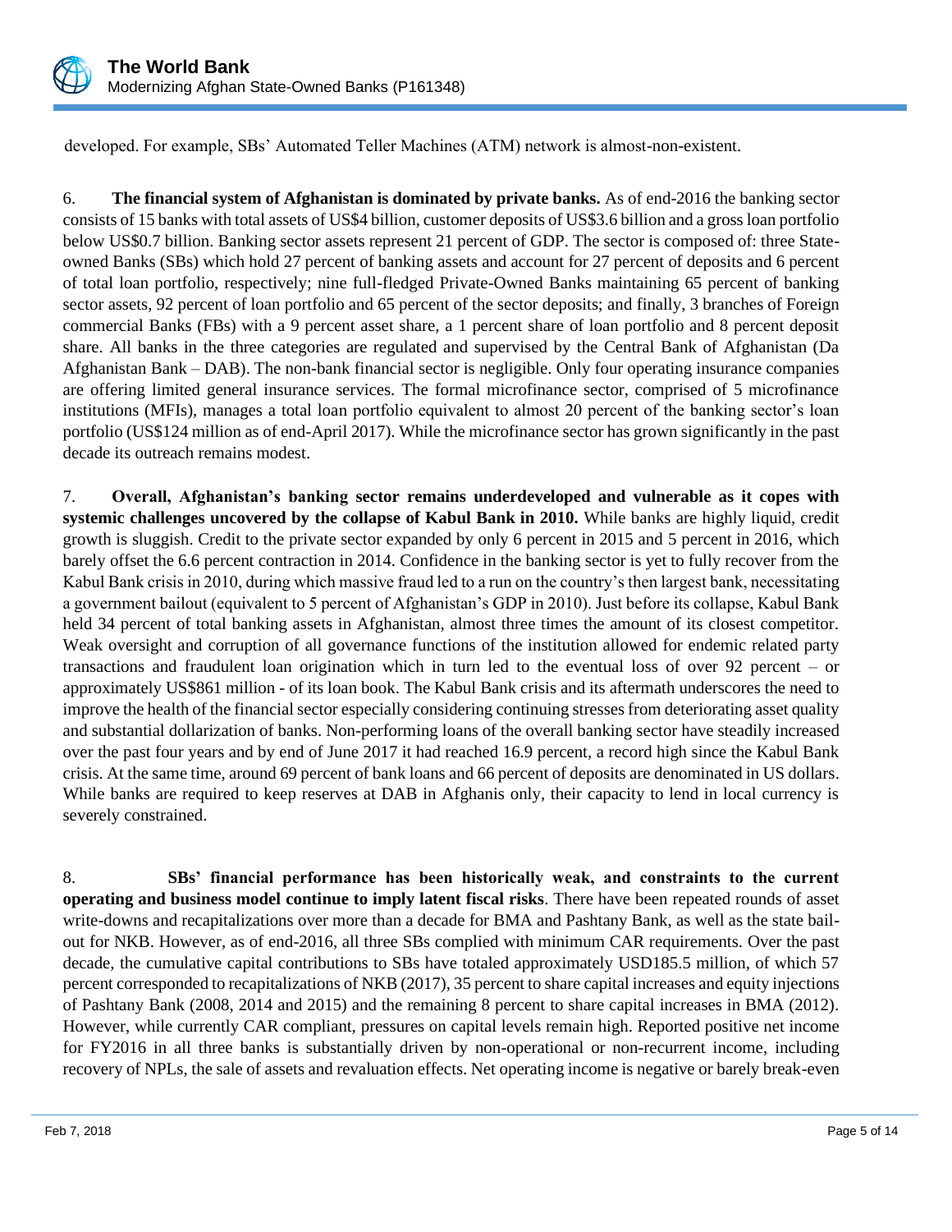developed. For example, SBs' Automated Teller Machines (ATM) network is almost-non-existent.

6. **The financial system of Afghanistan is dominated by private banks.** As of end-2016 the banking sector consists of 15 banks with total assets of US$4 billion, customer deposits of US$3.6 billion and a gross loan portfolio below US$0.7 billion. Banking sector assets represent 21 percent of GDP. The sector is composed of: three State-owned Banks (SBs) which hold 27 percent of banking assets and account for 27 percent of deposits and 6 percent of total loan portfolio, respectively; nine full-fledged Private-Owned Banks maintaining 65 percent of banking sector assets, 92 percent of loan portfolio and 65 percent of the sector deposits; and finally, 3 branches of Foreign commercial Banks (FBs) with a 9 percent asset share, a 1 percent share of loan portfolio and 8 percent deposit share. All banks in the three categories are regulated and supervised by the Central Bank of Afghanistan (Da Afghanistan Bank – DAB). The non-bank financial sector is negligible. Only four operating insurance companies are offering limited general insurance services. The formal microfinance sector, comprised of 5 microfinance institutions (MFIs), manages a total loan portfolio equivalent to almost 20 percent of the banking sector's loan portfolio (US$124 million as of end-April 2017). While the microfinance sector has grown significantly in the past decade its outreach remains modest.

7. **Overall, Afghanistan's banking sector remains underdeveloped and vulnerable as it copes with systemic challenges uncovered by the collapse of Kabul Bank in 2010.** While banks are highly liquid, credit growth is sluggish. Credit to the private sector expanded by only 6 percent in 2015 and 5 percent in 2016, which barely offset the 6.6 percent contraction in 2014. Confidence in the banking sector is yet to fully recover from the Kabul Bank crisis in 2010, during which massive fraud led to a run on the country's then largest bank, necessitating a government bailout (equivalent to 5 percent of Afghanistan's GDP in 2010). Just before its collapse, Kabul Bank held 34 percent of total banking assets in Afghanistan, almost three times the amount of its closest competitor. Weak oversight and corruption of all governance functions of the institution allowed for endemic related party transactions and fraudulent loan origination which in turn led to the eventual loss of over 92 percent – or approximately US$861 million - of its loan book. The Kabul Bank crisis and its aftermath underscores the need to improve the health of the financial sector especially considering continuing stresses from deteriorating asset quality and substantial dollarization of banks. Non-performing loans of the overall banking sector have steadily increased over the past four years and by end of June 2017 it had reached 16.9 percent, a record high since the Kabul Bank crisis. At the same time, around 69 percent of bank loans and 66 percent of deposits are denominated in US dollars. While banks are required to keep reserves at DAB in Afghanis only, their capacity to lend in local currency is severely constrained.

8. **SBs' financial performance has been historically weak, and constraints to the current operating and business model continue to imply latent fiscal risks**. There have been repeated rounds of asset write-downs and recapitalizations over more than a decade for BMA and Pashtany Bank, as well as the state bail-out for NKB. However, as of end-2016, all three SBs complied with minimum CAR requirements. Over the past decade, the cumulative capital contributions to SBs have totaled approximately USD185.5 million, of which 57 percent corresponded to recapitalizations of NKB (2017), 35 percent to share capital increases and equity injections of Pashtany Bank (2008, 2014 and 2015) and the remaining 8 percent to share capital increases in BMA (2012). However, while currently CAR compliant, pressures on capital levels remain high. Reported positive net income for FY2016 in all three banks is substantially driven by non-operational or non-recurrent income, including recovery of NPLs, the sale of assets and revaluation effects. Net operating income is negative or barely break-even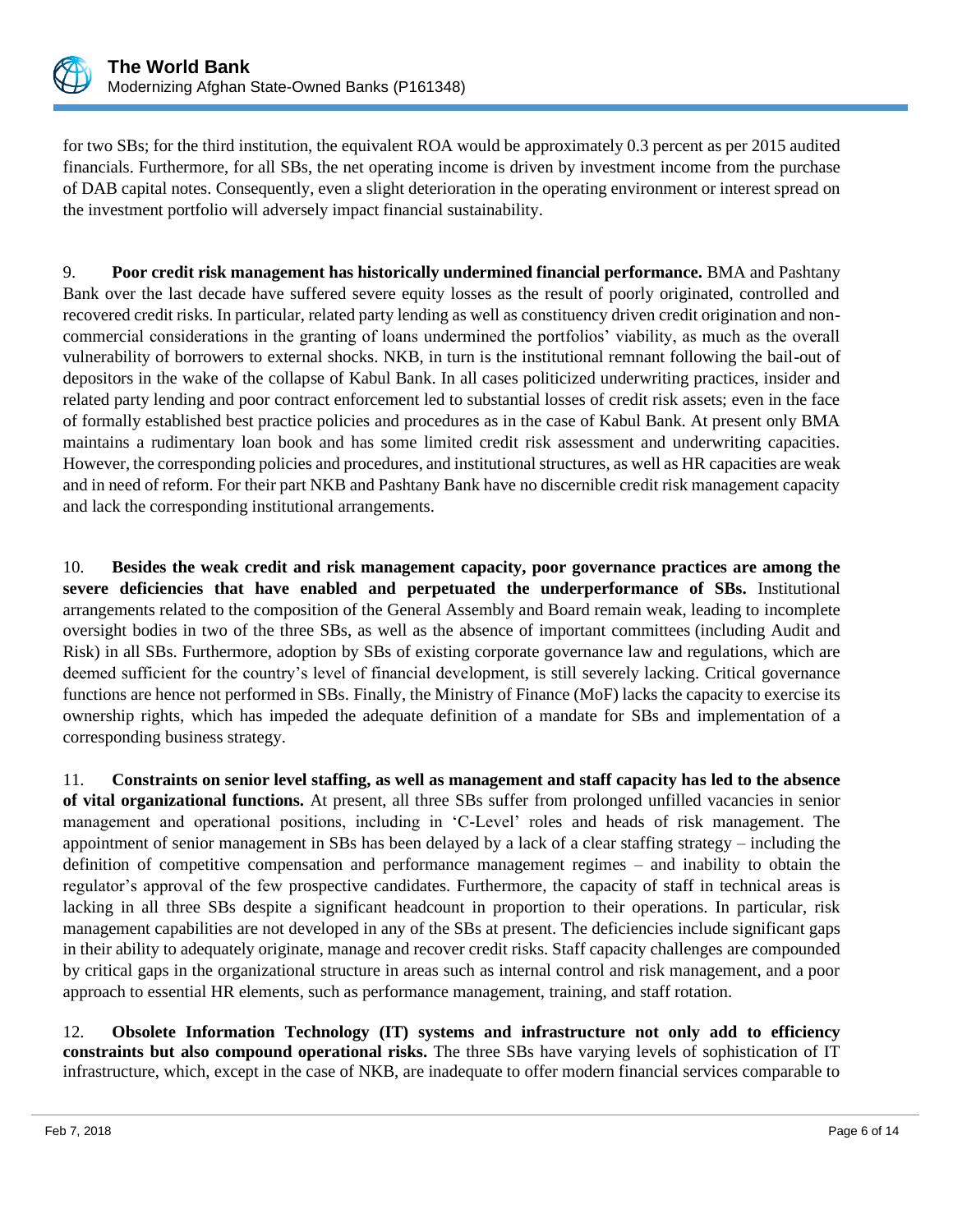for two SBs; for the third institution, the equivalent ROA would be approximately 0.3 percent as per 2015 audited financials. Furthermore, for all SBs, the net operating income is driven by investment income from the purchase of DAB capital notes. Consequently, even a slight deterioration in the operating environment or interest spread on the investment portfolio will adversely impact financial sustainability.

9. **Poor credit risk management has historically undermined financial performance.** BMA and Pashtany Bank over the last decade have suffered severe equity losses as the result of poorly originated, controlled and recovered credit risks. In particular, related party lending as well as constituency driven credit origination and non-commercial considerations in the granting of loans undermined the portfolios' viability, as much as the overall vulnerability of borrowers to external shocks. NKB, in turn is the institutional remnant following the bail-out of depositors in the wake of the collapse of Kabul Bank. In all cases politicized underwriting practices, insider and related party lending and poor contract enforcement led to substantial losses of credit risk assets; even in the face of formally established best practice policies and procedures as in the case of Kabul Bank. At present only BMA maintains a rudimentary loan book and has some limited credit risk assessment and underwriting capacities. However, the corresponding policies and procedures, and institutional structures, as well as HR capacities are weak and in need of reform. For their part NKB and Pashtany Bank have no discernible credit risk management capacity and lack the corresponding institutional arrangements.

10. **Besides the weak credit and risk management capacity, poor governance practices are among the severe deficiencies that have enabled and perpetuated the underperformance of SBs.** Institutional arrangements related to the composition of the General Assembly and Board remain weak, leading to incomplete oversight bodies in two of the three SBs, as well as the absence of important committees (including Audit and Risk) in all SBs. Furthermore, adoption by SBs of existing corporate governance law and regulations, which are deemed sufficient for the country's level of financial development, is still severely lacking. Critical governance functions are hence not performed in SBs. Finally, the Ministry of Finance (MoF) lacks the capacity to exercise its ownership rights, which has impeded the adequate definition of a mandate for SBs and implementation of a corresponding business strategy.

11. **Constraints on senior level staffing, as well as management and staff capacity has led to the absence of vital organizational functions.** At present, all three SBs suffer from prolonged unfilled vacancies in senior management and operational positions, including in 'C-Level' roles and heads of risk management. The appointment of senior management in SBs has been delayed by a lack of a clear staffing strategy – including the definition of competitive compensation and performance management regimes – and inability to obtain the regulator's approval of the few prospective candidates. Furthermore, the capacity of staff in technical areas is lacking in all three SBs despite a significant headcount in proportion to their operations. In particular, risk management capabilities are not developed in any of the SBs at present. The deficiencies include significant gaps in their ability to adequately originate, manage and recover credit risks. Staff capacity challenges are compounded by critical gaps in the organizational structure in areas such as internal control and risk management, and a poor approach to essential HR elements, such as performance management, training, and staff rotation.

12. **Obsolete Information Technology (IT) systems and infrastructure not only add to efficiency constraints but also compound operational risks.** The three SBs have varying levels of sophistication of IT infrastructure, which, except in the case of NKB, are inadequate to offer modern financial services comparable to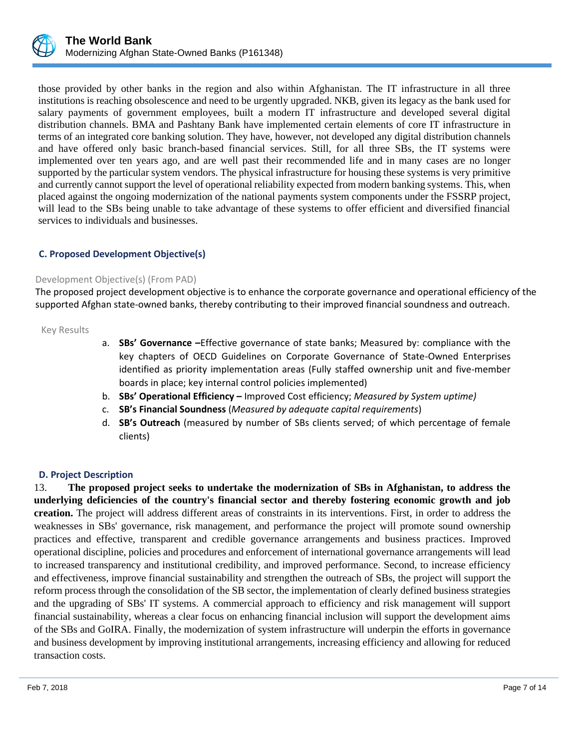those provided by other banks in the region and also within Afghanistan. The IT infrastructure in all three institutions is reaching obsolescence and need to be urgently upgraded. NKB, given its legacy as the bank used for salary payments of government employees, built a modern IT infrastructure and developed several digital distribution channels. BMA and Pashtany Bank have implemented certain elements of core IT infrastructure in terms of an integrated core banking solution. They have, however, not developed any digital distribution channels and have offered only basic branch-based financial services. Still, for all three SBs, the IT systems were implemented over ten years ago, and are well past their recommended life and in many cases are no longer supported by the particular system vendors. The physical infrastructure for housing these systems is very primitive and currently cannot support the level of operational reliability expected from modern banking systems. This, when placed against the ongoing modernization of the national payments system components under the FSSRP project, will lead to the SBs being unable to take advantage of these systems to offer efficient and diversified financial services to individuals and businesses.

### C. Proposed Development Objective(s)

Development Objective(s) (From PAD)

The proposed project development objective is to enhance the corporate governance and operational efficiency of the supported Afghan state-owned banks, thereby contributing to their improved financial soundness and outreach.

Key Results

a. **SBs' Governance –**Effective governance of state banks; Measured by: compliance with the key chapters of OECD Guidelines on Corporate Governance of State-Owned Enterprises identified as priority implementation areas (Fully staffed ownership unit and five-member boards in place; key internal control policies implemented)
b. **SBs' Operational Efficiency –** Improved Cost efficiency; *Measured by System uptime)*
c. **SB's Financial Soundness** (*Measured by adequate capital requirements*)
d. **SB's Outreach** (measured by number of SBs clients served; of which percentage of female clients)

### D. Project Description

13. **The proposed project seeks to undertake the modernization of SBs in Afghanistan, to address the underlying deficiencies of the country's financial sector and thereby fostering economic growth and job creation.** The project will address different areas of constraints in its interventions. First, in order to address the weaknesses in SBs' governance, risk management, and performance the project will promote sound ownership practices and effective, transparent and credible governance arrangements and business practices. Improved operational discipline, policies and procedures and enforcement of international governance arrangements will lead to increased transparency and institutional credibility, and improved performance. Second, to increase efficiency and effectiveness, improve financial sustainability and strengthen the outreach of SBs, the project will support the reform process through the consolidation of the SB sector, the implementation of clearly defined business strategies and the upgrading of SBs' IT systems. A commercial approach to efficiency and risk management will support financial sustainability, whereas a clear focus on enhancing financial inclusion will support the development aims of the SBs and GoIRA. Finally, the modernization of system infrastructure will underpin the efforts in governance and business development by improving institutional arrangements, increasing efficiency and allowing for reduced transaction costs.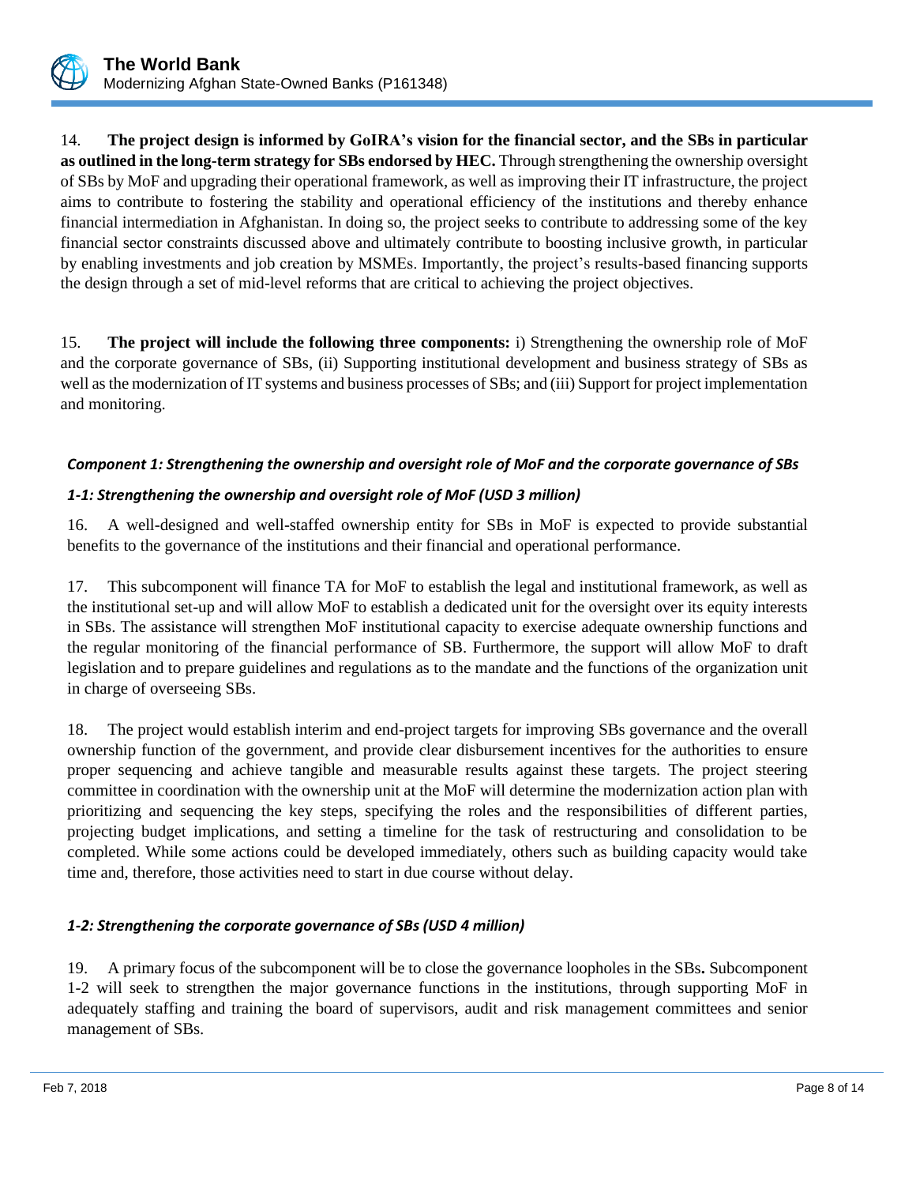14. **The project design is informed by GoIRA's vision for the financial sector, and the SBs in particular as outlined in the long-term strategy for SBs endorsed by HEC.** Through strengthening the ownership oversight of SBs by MoF and upgrading their operational framework, as well as improving their IT infrastructure, the project aims to contribute to fostering the stability and operational efficiency of the institutions and thereby enhance financial intermediation in Afghanistan. In doing so, the project seeks to contribute to addressing some of the key financial sector constraints discussed above and ultimately contribute to boosting inclusive growth, in particular by enabling investments and job creation by MSMEs. Importantly, the project's results-based financing supports the design through a set of mid-level reforms that are critical to achieving the project objectives.

15. **The project will include the following three components:** i) Strengthening the ownership role of MoF and the corporate governance of SBs, (ii) Supporting institutional development and business strategy of SBs as well as the modernization of IT systems and business processes of SBs; and (iii) Support for project implementation and monitoring.

#### *Component 1: Strengthening the ownership and oversight role of MoF and the corporate governance of SBs*

#### *1-1: Strengthening the ownership and oversight role of MoF (USD 3 million)*

16. A well-designed and well-staffed ownership entity for SBs in MoF is expected to provide substantial benefits to the governance of the institutions and their financial and operational performance.

17. This subcomponent will finance TA for MoF to establish the legal and institutional framework, as well as the institutional set-up and will allow MoF to establish a dedicated unit for the oversight over its equity interests in SBs. The assistance will strengthen MoF institutional capacity to exercise adequate ownership functions and the regular monitoring of the financial performance of SB. Furthermore, the support will allow MoF to draft legislation and to prepare guidelines and regulations as to the mandate and the functions of the organization unit in charge of overseeing SBs.

18. The project would establish interim and end-project targets for improving SBs governance and the overall ownership function of the government, and provide clear disbursement incentives for the authorities to ensure proper sequencing and achieve tangible and measurable results against these targets. The project steering committee in coordination with the ownership unit at the MoF will determine the modernization action plan with prioritizing and sequencing the key steps, specifying the roles and the responsibilities of different parties, projecting budget implications, and setting a timeline for the task of restructuring and consolidation to be completed. While some actions could be developed immediately, others such as building capacity would take time and, therefore, those activities need to start in due course without delay.

#### *1-2: Strengthening the corporate governance of SBs (USD 4 million)*

19. A primary focus of the subcomponent will be to close the governance loopholes in the SBs**.** Subcomponent 1-2 will seek to strengthen the major governance functions in the institutions, through supporting MoF in adequately staffing and training the board of supervisors, audit and risk management committees and senior management of SBs.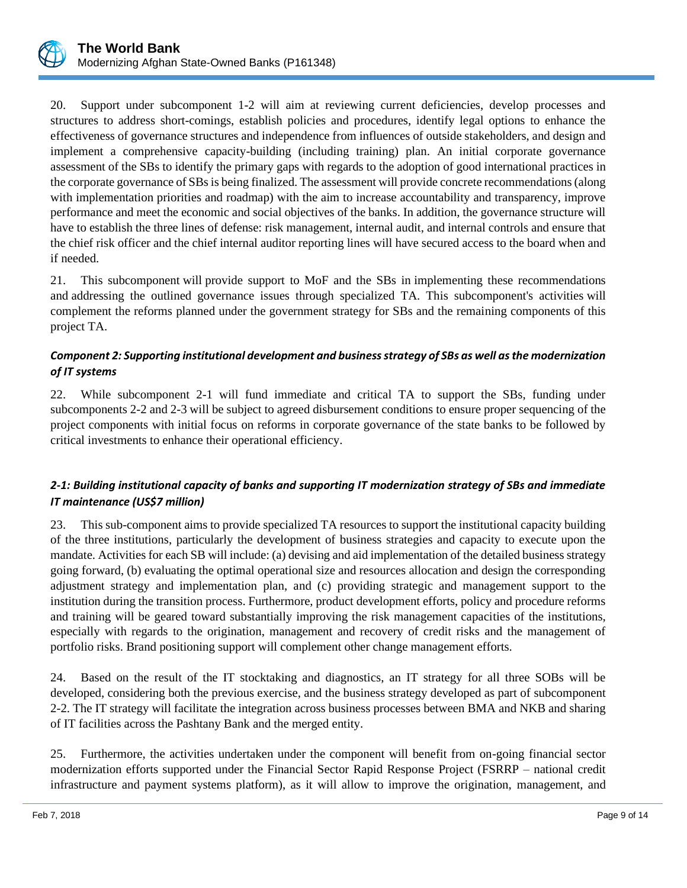20. Support under subcomponent 1-2 will aim at reviewing current deficiencies, develop processes and structures to address short-comings, establish policies and procedures, identify legal options to enhance the effectiveness of governance structures and independence from influences of outside stakeholders, and design and implement a comprehensive capacity-building (including training) plan. An initial corporate governance assessment of the SBs to identify the primary gaps with regards to the adoption of good international practices in the corporate governance of SBs is being finalized. The assessment will provide concrete recommendations (along with implementation priorities and roadmap) with the aim to increase accountability and transparency, improve performance and meet the economic and social objectives of the banks. In addition, the governance structure will have to establish the three lines of defense: risk management, internal audit, and internal controls and ensure that the chief risk officer and the chief internal auditor reporting lines will have secured access to the board when and if needed.

21. This subcomponent will provide support to MoF and the SBs in implementing these recommendations and addressing the outlined governance issues through specialized TA. This subcomponent's activities will complement the reforms planned under the government strategy for SBs and the remaining components of this project TA.

### *Component 2: Supporting institutional development and business strategy of SBs as well as the modernization of IT systems*

22. While subcomponent 2-1 will fund immediate and critical TA to support the SBs, funding under subcomponents 2-2 and 2-3 will be subject to agreed disbursement conditions to ensure proper sequencing of the project components with initial focus on reforms in corporate governance of the state banks to be followed by critical investments to enhance their operational efficiency.

#### *2-1: Building institutional capacity of banks and supporting IT modernization strategy of SBs and immediate IT maintenance (US$7 million)*

23. This sub-component aims to provide specialized TA resources to support the institutional capacity building of the three institutions, particularly the development of business strategies and capacity to execute upon the mandate. Activities for each SB will include: (a) devising and aid implementation of the detailed business strategy going forward, (b) evaluating the optimal operational size and resources allocation and design the corresponding adjustment strategy and implementation plan, and (c) providing strategic and management support to the institution during the transition process. Furthermore, product development efforts, policy and procedure reforms and training will be geared toward substantially improving the risk management capacities of the institutions, especially with regards to the origination, management and recovery of credit risks and the management of portfolio risks. Brand positioning support will complement other change management efforts.

24. Based on the result of the IT stocktaking and diagnostics, an IT strategy for all three SOBs will be developed, considering both the previous exercise, and the business strategy developed as part of subcomponent 2-2. The IT strategy will facilitate the integration across business processes between BMA and NKB and sharing of IT facilities across the Pashtany Bank and the merged entity.

25. Furthermore, the activities undertaken under the component will benefit from on-going financial sector modernization efforts supported under the Financial Sector Rapid Response Project (FSRRP – national credit infrastructure and payment systems platform), as it will allow to improve the origination, management, and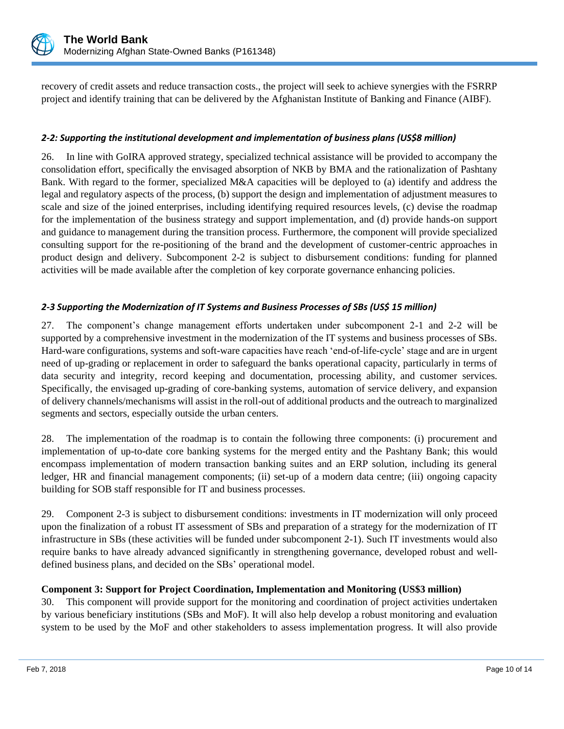recovery of credit assets and reduce transaction costs., the project will seek to achieve synergies with the FSRRP project and identify training that can be delivered by the Afghanistan Institute of Banking and Finance (AIBF).

***2-2: Supporting the institutional development and implementation of business plans (US$8 million)***

26. In line with GoIRA approved strategy, specialized technical assistance will be provided to accompany the consolidation effort, specifically the envisaged absorption of NKB by BMA and the rationalization of Pashtany Bank. With regard to the former, specialized M&A capacities will be deployed to (a) identify and address the legal and regulatory aspects of the process, (b) support the design and implementation of adjustment measures to scale and size of the joined enterprises, including identifying required resources levels, (c) devise the roadmap for the implementation of the business strategy and support implementation, and (d) provide hands-on support and guidance to management during the transition process. Furthermore, the component will provide specialized consulting support for the re-positioning of the brand and the development of customer-centric approaches in product design and delivery. Subcomponent 2-2 is subject to disbursement conditions: funding for planned activities will be made available after the completion of key corporate governance enhancing policies.

***2-3 Supporting the Modernization of IT Systems and Business Processes of SBs (US$ 15 million)***

27. The component's change management efforts undertaken under subcomponent 2-1 and 2-2 will be supported by a comprehensive investment in the modernization of the IT systems and business processes of SBs. Hard-ware configurations, systems and soft-ware capacities have reach 'end-of-life-cycle' stage and are in urgent need of up-grading or replacement in order to safeguard the banks operational capacity, particularly in terms of data security and integrity, record keeping and documentation, processing ability, and customer services. Specifically, the envisaged up-grading of core-banking systems, automation of service delivery, and expansion of delivery channels/mechanisms will assist in the roll-out of additional products and the outreach to marginalized segments and sectors, especially outside the urban centers.

28. The implementation of the roadmap is to contain the following three components: (i) procurement and implementation of up-to-date core banking systems for the merged entity and the Pashtany Bank; this would encompass implementation of modern transaction banking suites and an ERP solution, including its general ledger, HR and financial management components; (ii) set-up of a modern data centre; (iii) ongoing capacity building for SOB staff responsible for IT and business processes.

29. Component 2-3 is subject to disbursement conditions: investments in IT modernization will only proceed upon the finalization of a robust IT assessment of SBs and preparation of a strategy for the modernization of IT infrastructure in SBs (these activities will be funded under subcomponent 2-1). Such IT investments would also require banks to have already advanced significantly in strengthening governance, developed robust and well-defined business plans, and decided on the SBs' operational model.

**Component 3: Support for Project Coordination, Implementation and Monitoring (US$3 million)**

30. This component will provide support for the monitoring and coordination of project activities undertaken by various beneficiary institutions (SBs and MoF). It will also help develop a robust monitoring and evaluation system to be used by the MoF and other stakeholders to assess implementation progress. It will also provide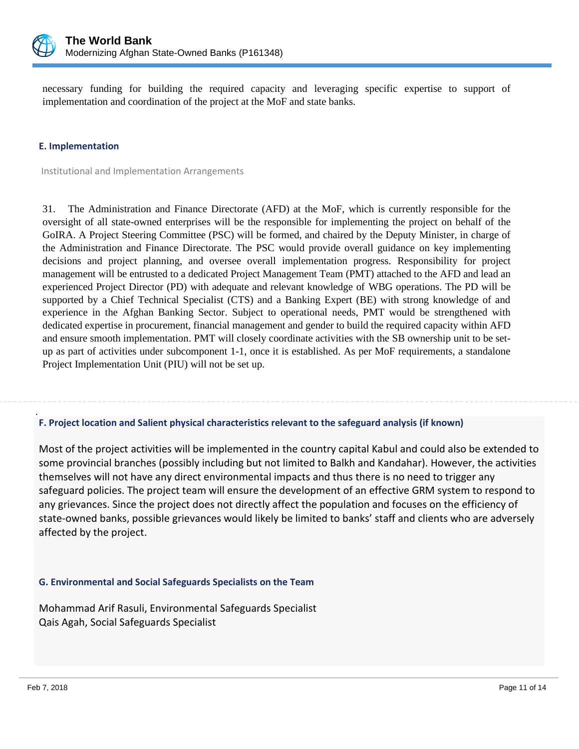necessary funding for building the required capacity and leveraging specific expertise to support of implementation and coordination of the project at the MoF and state banks.

### E. Implementation

Institutional and Implementation Arrangements

31. The Administration and Finance Directorate (AFD) at the MoF, which is currently responsible for the oversight of all state-owned enterprises will be the responsible for implementing the project on behalf of the GoIRA. A Project Steering Committee (PSC) will be formed, and chaired by the Deputy Minister, in charge of the Administration and Finance Directorate. The PSC would provide overall guidance on key implementing decisions and project planning, and oversee overall implementation progress. Responsibility for project management will be entrusted to a dedicated Project Management Team (PMT) attached to the AFD and lead an experienced Project Director (PD) with adequate and relevant knowledge of WBG operations. The PD will be supported by a Chief Technical Specialist (CTS) and a Banking Expert (BE) with strong knowledge of and experience in the Afghan Banking Sector. Subject to operational needs, PMT would be strengthened with dedicated expertise in procurement, financial management and gender to build the required capacity within AFD and ensure smooth implementation. PMT will closely coordinate activities with the SB ownership unit to be set-up as part of activities under subcomponent 1-1, once it is established. As per MoF requirements, a standalone Project Implementation Unit (PIU) will not be set up.

### F. Project location and Salient physical characteristics relevant to the safeguard analysis (if known)

Most of the project activities will be implemented in the country capital Kabul and could also be extended to some provincial branches (possibly including but not limited to Balkh and Kandahar). However, the activities themselves will not have any direct environmental impacts and thus there is no need to trigger any safeguard policies. The project team will ensure the development of an effective GRM system to respond to any grievances. Since the project does not directly affect the population and focuses on the efficiency of state-owned banks, possible grievances would likely be limited to banks' staff and clients who are adversely affected by the project.

### G. Environmental and Social Safeguards Specialists on the Team

Mohammad Arif Rasuli, Environmental Safeguards Specialist
Qais Agah, Social Safeguards Specialist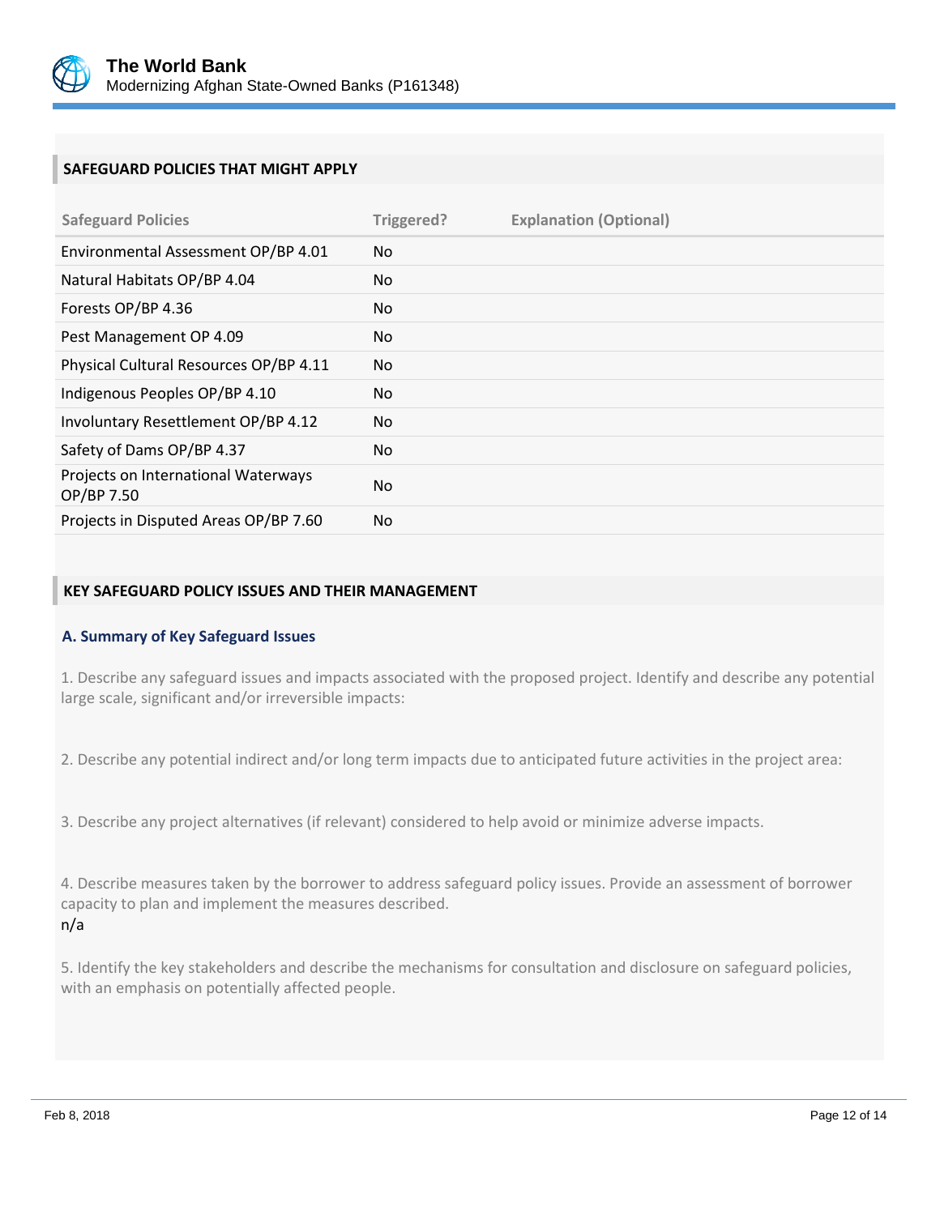## SAFEGUARD POLICIES THAT MIGHT APPLY

| Safeguard Policies | Triggered? | Explanation (Optional) |
|---|---|---|
| Environmental Assessment OP/BP 4.01 | No | |
| Natural Habitats OP/BP 4.04 | No | |
| Forests OP/BP 4.36 | No | |
| Pest Management OP 4.09 | No | |
| Physical Cultural Resources OP/BP 4.11 | No | |
| Indigenous Peoples OP/BP 4.10 | No | |
| Involuntary Resettlement OP/BP 4.12 | No | |
| Safety of Dams OP/BP 4.37 | No | |
| Projects on International Waterways OP/BP 7.50 | No | |
| Projects in Disputed Areas OP/BP 7.60 | No | |

## KEY SAFEGUARD POLICY ISSUES AND THEIR MANAGEMENT

### A. Summary of Key Safeguard Issues

1. Describe any safeguard issues and impacts associated with the proposed project. Identify and describe any potential large scale, significant and/or irreversible impacts:

2. Describe any potential indirect and/or long term impacts due to anticipated future activities in the project area:

3. Describe any project alternatives (if relevant) considered to help avoid or minimize adverse impacts.

4. Describe measures taken by the borrower to address safeguard policy issues. Provide an assessment of borrower capacity to plan and implement the measures described.

n/a

5. Identify the key stakeholders and describe the mechanisms for consultation and disclosure on safeguard policies, with an emphasis on potentially affected people.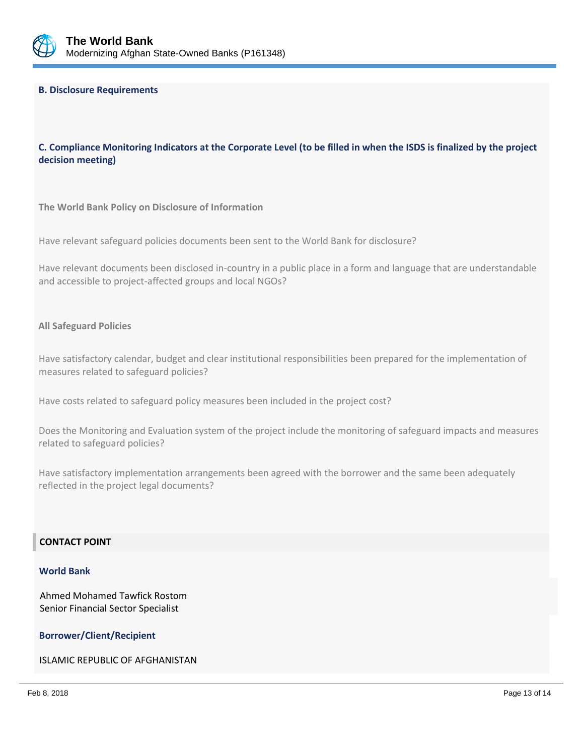### B. Disclosure Requirements

### C. Compliance Monitoring Indicators at the Corporate Level (to be filled in when the ISDS is finalized by the project decision meeting)

**The World Bank Policy on Disclosure of Information**

Have relevant safeguard policies documents been sent to the World Bank for disclosure?

Have relevant documents been disclosed in-country in a public place in a form and language that are understandable and accessible to project-affected groups and local NGOs?

**All Safeguard Policies**

Have satisfactory calendar, budget and clear institutional responsibilities been prepared for the implementation of measures related to safeguard policies?

Have costs related to safeguard policy measures been included in the project cost?

Does the Monitoring and Evaluation system of the project include the monitoring of safeguard impacts and measures related to safeguard policies?

Have satisfactory implementation arrangements been agreed with the borrower and the same been adequately reflected in the project legal documents?

## CONTACT POINT

### World Bank

Ahmed Mohamed Tawfick Rostom
Senior Financial Sector Specialist

### Borrower/Client/Recipient

ISLAMIC REPUBLIC OF AFGHANISTAN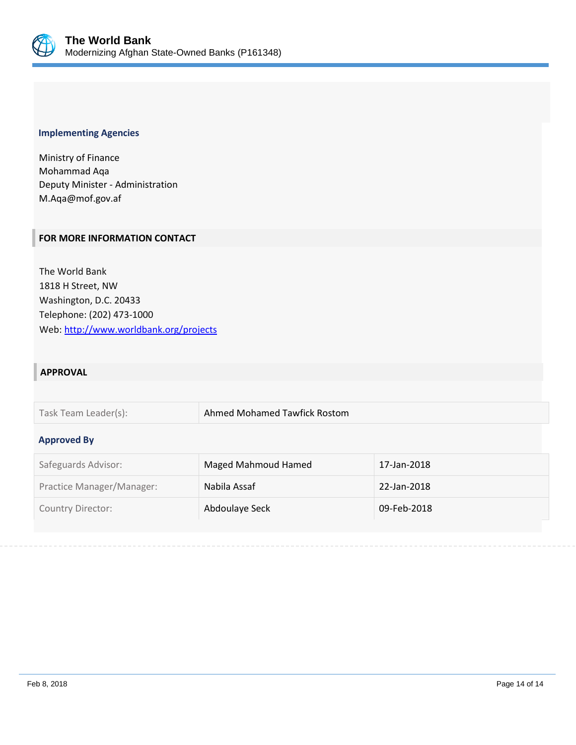### Implementing Agencies

Ministry of Finance
Mohammad Aqa
Deputy Minister - Administration
M.Aqa@mof.gov.af

## FOR MORE INFORMATION CONTACT

The World Bank
1818 H Street, NW
Washington, D.C. 20433
Telephone: (202) 473-1000
Web: http://www.worldbank.org/projects

## APPROVAL

| | |
|---|---|
| Task Team Leader(s): | Ahmed Mohamed Tawfick Rostom |

### Approved By

| | | |
|---|---|---|
| Safeguards Advisor: | Maged Mahmoud Hamed | 17-Jan-2018 |
| Practice Manager/Manager: | Nabila Assaf | 22-Jan-2018 |
| Country Director: | Abdoulaye Seck | 09-Feb-2018 |